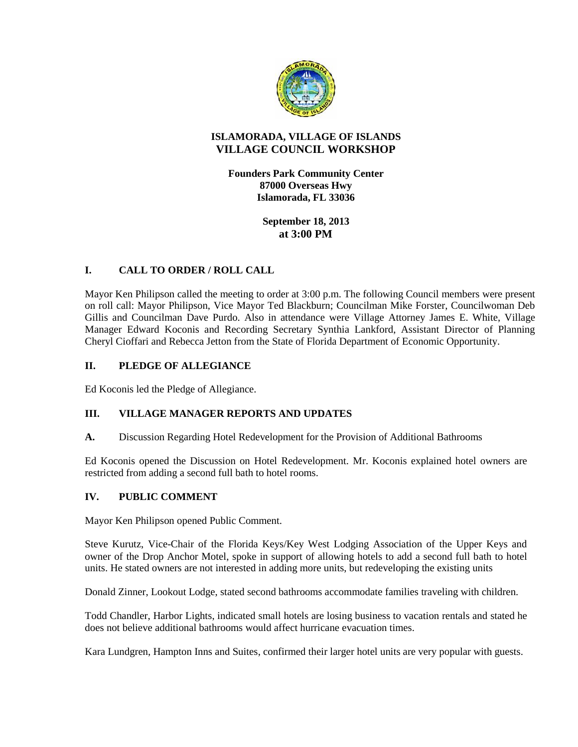# ISLAMORADA, VILLAGE OF ISLANDS
## VILLAGE COUNCIL WORKSHOP

**Founders Park Community Center**
**87000 Overseas Hwy**
**Islamorada, FL 33036**

**September 18, 2013**
**at 3:00 PM**

## I. CALL TO ORDER / ROLL CALL

Mayor Ken Philipson called the meeting to order at 3:00 p.m. The following Council members were present on roll call: Mayor Philipson, Vice Mayor Ted Blackburn; Councilman Mike Forster, Councilwoman Deb Gillis and Councilman Dave Purdo. Also in attendance were Village Attorney James E. White, Village Manager Edward Koconis and Recording Secretary Synthia Lankford, Assistant Director of Planning Cheryl Cioffari and Rebecca Jetton from the State of Florida Department of Economic Opportunity.

## II. PLEDGE OF ALLEGIANCE

Ed Koconis led the Pledge of Allegiance.

## III. VILLAGE MANAGER REPORTS AND UPDATES

**A.** Discussion Regarding Hotel Redevelopment for the Provision of Additional Bathrooms

Ed Koconis opened the Discussion on Hotel Redevelopment. Mr. Koconis explained hotel owners are restricted from adding a second full bath to hotel rooms.

## IV. PUBLIC COMMENT

Mayor Ken Philipson opened Public Comment.

Steve Kurutz, Vice-Chair of the Florida Keys/Key West Lodging Association of the Upper Keys and owner of the Drop Anchor Motel, spoke in support of allowing hotels to add a second full bath to hotel units. He stated owners are not interested in adding more units, but redeveloping the existing units

Donald Zinner, Lookout Lodge, stated second bathrooms accommodate families traveling with children.

Todd Chandler, Harbor Lights, indicated small hotels are losing business to vacation rentals and stated he does not believe additional bathrooms would affect hurricane evacuation times.

Kara Lundgren, Hampton Inns and Suites, confirmed their larger hotel units are very popular with guests.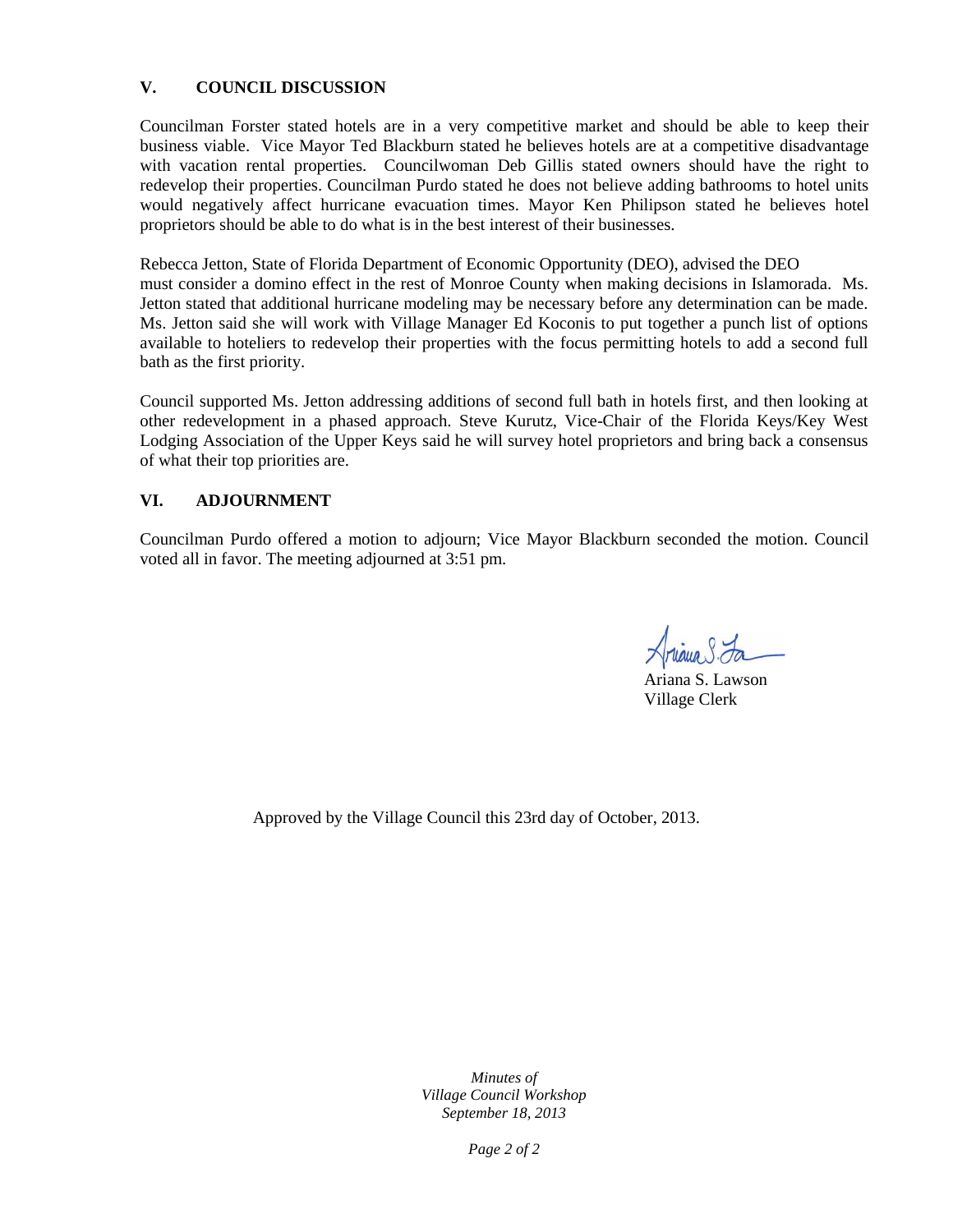## V. COUNCIL DISCUSSION

Councilman Forster stated hotels are in a very competitive market and should be able to keep their business viable. Vice Mayor Ted Blackburn stated he believes hotels are at a competitive disadvantage with vacation rental properties. Councilwoman Deb Gillis stated owners should have the right to redevelop their properties. Councilman Purdo stated he does not believe adding bathrooms to hotel units would negatively affect hurricane evacuation times. Mayor Ken Philipson stated he believes hotel proprietors should be able to do what is in the best interest of their businesses.

Rebecca Jetton, State of Florida Department of Economic Opportunity (DEO), advised the DEO must consider a domino effect in the rest of Monroe County when making decisions in Islamorada. Ms. Jetton stated that additional hurricane modeling may be necessary before any determination can be made. Ms. Jetton said she will work with Village Manager Ed Koconis to put together a punch list of options available to hoteliers to redevelop their properties with the focus permitting hotels to add a second full bath as the first priority.

Council supported Ms. Jetton addressing additions of second full bath in hotels first, and then looking at other redevelopment in a phased approach. Steve Kurutz, Vice-Chair of the Florida Keys/Key West Lodging Association of the Upper Keys said he will survey hotel proprietors and bring back a consensus of what their top priorities are.

## VI. ADJOURNMENT

Councilman Purdo offered a motion to adjourn; Vice Mayor Blackburn seconded the motion. Council voted all in favor. The meeting adjourned at 3:51 pm.

Ariana S. Lawson
Village Clerk

Approved by the Village Council this 23rd day of October, 2013.

*Minutes of*
*Village Council Workshop*
*September 18, 2013*